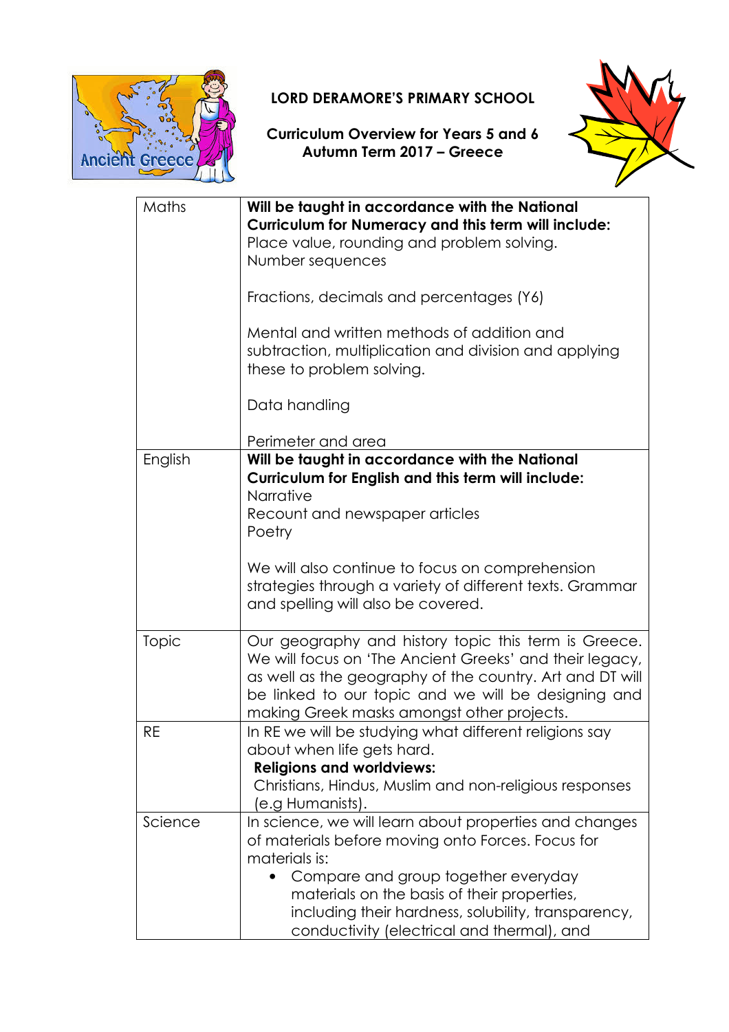**LORD DERAMORE'S PRIMARY SCHOOL**

**Curriculum Overview for Years 5 and 6**
**Autumn Term 2017 – Greece**

| | |
|---|---|
| Maths | **Will be taught in accordance with the National Curriculum for Numeracy and this term will include:**<br>Place value, rounding and problem solving.<br>Number sequences<br><br>Fractions, decimals and percentages (Y6)<br><br>Mental and written methods of addition and subtraction, multiplication and division and applying these to problem solving.<br><br>Data handling<br><br>Perimeter and area |
| English | **Will be taught in accordance with the National Curriculum for English and this term will include:**<br>Narrative<br>Recount and newspaper articles<br>Poetry<br><br>We will also continue to focus on comprehension strategies through a variety of different texts. Grammar and spelling will also be covered. |
| Topic | Our geography and history topic this term is Greece. We will focus on 'The Ancient Greeks' and their legacy, as well as the geography of the country. Art and DT will be linked to our topic and we will be designing and making Greek masks amongst other projects. |
| RE | In RE we will be studying what different religions say about when life gets hard.<br>**Religions and worldviews:**<br>Christians, Hindus, Muslim and non-religious responses (e.g Humanists). |
| Science | In science, we will learn about properties and changes of materials before moving onto Forces. Focus for materials is:<br>• Compare and group together everyday materials on the basis of their properties, including their hardness, solubility, transparency, conductivity (electrical and thermal), and |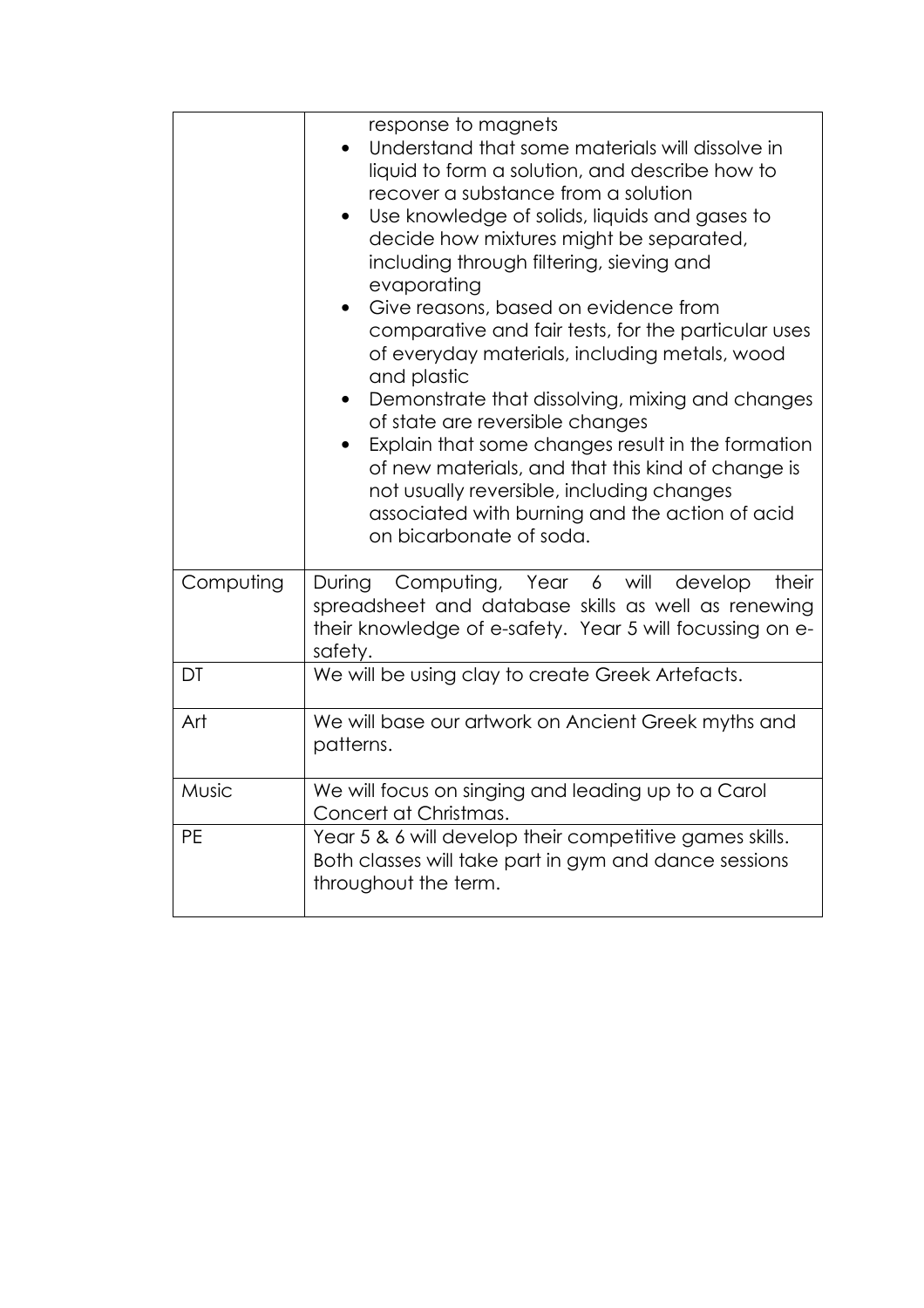| | |
|---|---|
| | response to magnets<br>• Understand that some materials will dissolve in liquid to form a solution, and describe how to recover a substance from a solution<br>• Use knowledge of solids, liquids and gases to decide how mixtures might be separated, including through filtering, sieving and evaporating<br>• Give reasons, based on evidence from comparative and fair tests, for the particular uses of everyday materials, including metals, wood and plastic<br>• Demonstrate that dissolving, mixing and changes of state are reversible changes<br>• Explain that some changes result in the formation of new materials, and that this kind of change is not usually reversible, including changes associated with burning and the action of acid on bicarbonate of soda. |
| Computing | During Computing, Year 6 will develop their spreadsheet and database skills as well as renewing their knowledge of e-safety. Year 5 will focussing on e-safety. |
| DT | We will be using clay to create Greek Artefacts. |
| Art | We will base our artwork on Ancient Greek myths and patterns. |
| Music | We will focus on singing and leading up to a Carol Concert at Christmas. |
| PE | Year 5 & 6 will develop their competitive games skills. Both classes will take part in gym and dance sessions throughout the term. |